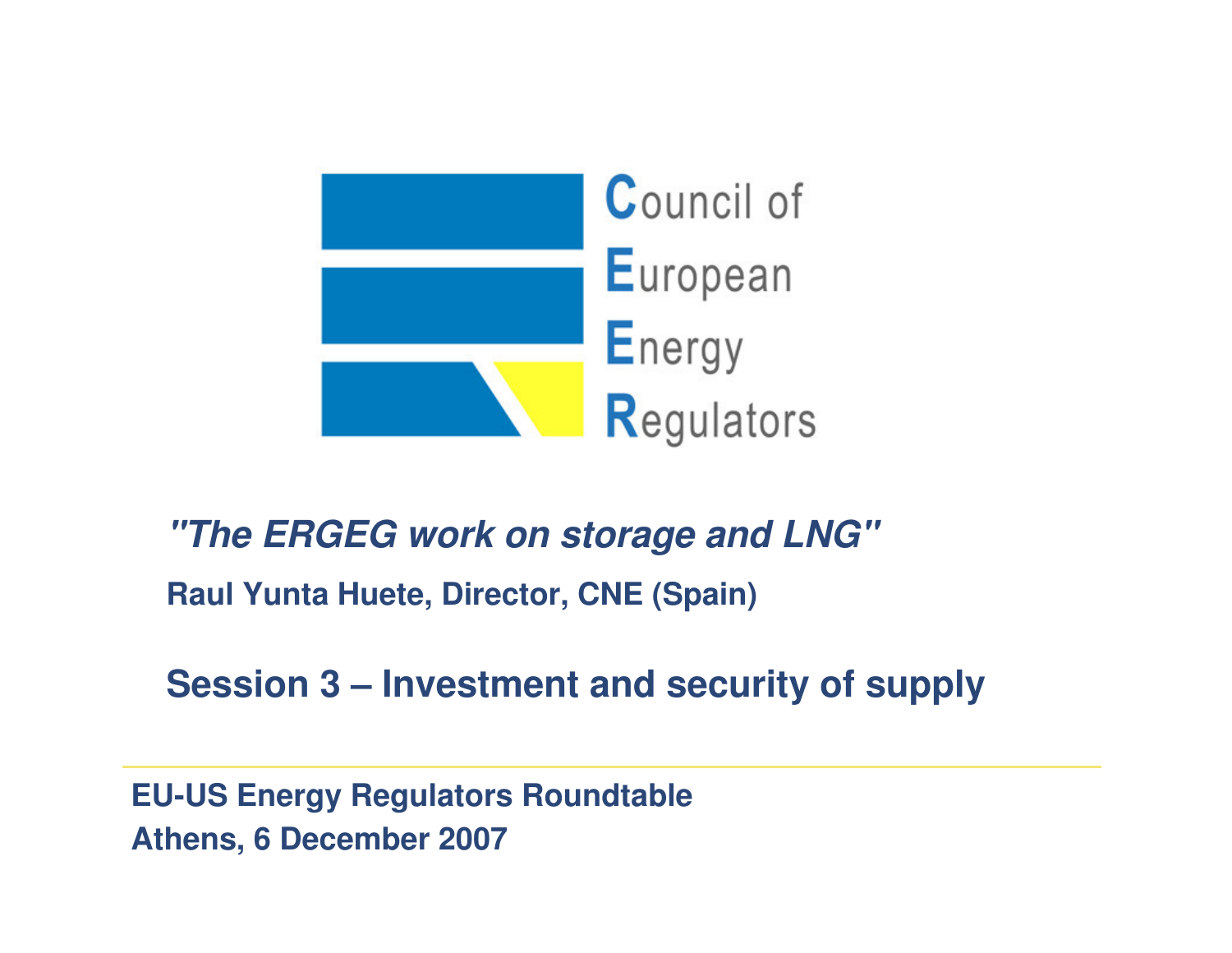Council of European Energy Regulators

# *"The ERGEG work on storage and LNG"*

**Raul Yunta Huete, Director, CNE (Spain)**

## Session 3 – Investment and security of supply

---

**EU-US Energy Regulators Roundtable**
**Athens, 6 December 2007**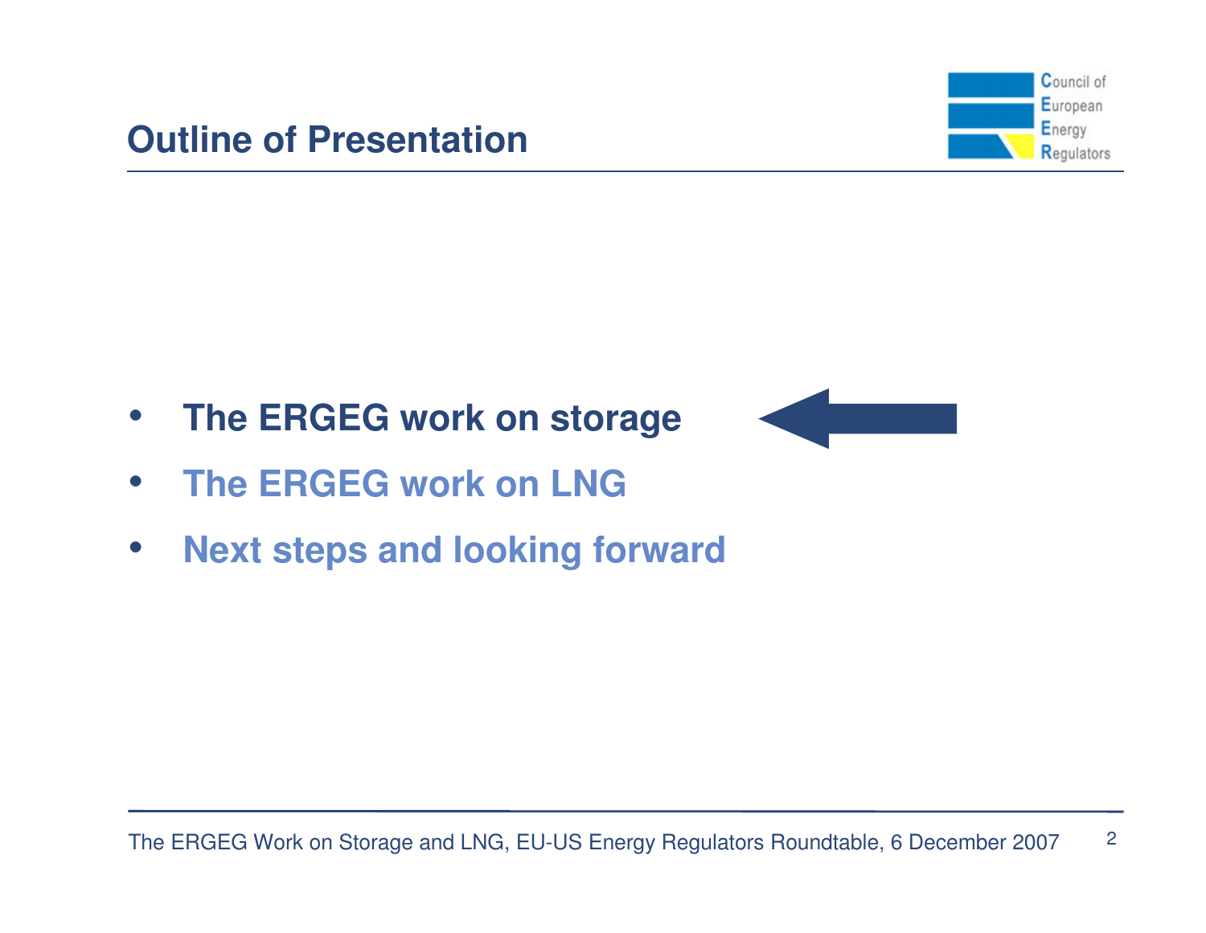## Outline of Presentation

- **The ERGEG work on storage**
- **The ERGEG work on LNG**
- **Next steps and looking forward**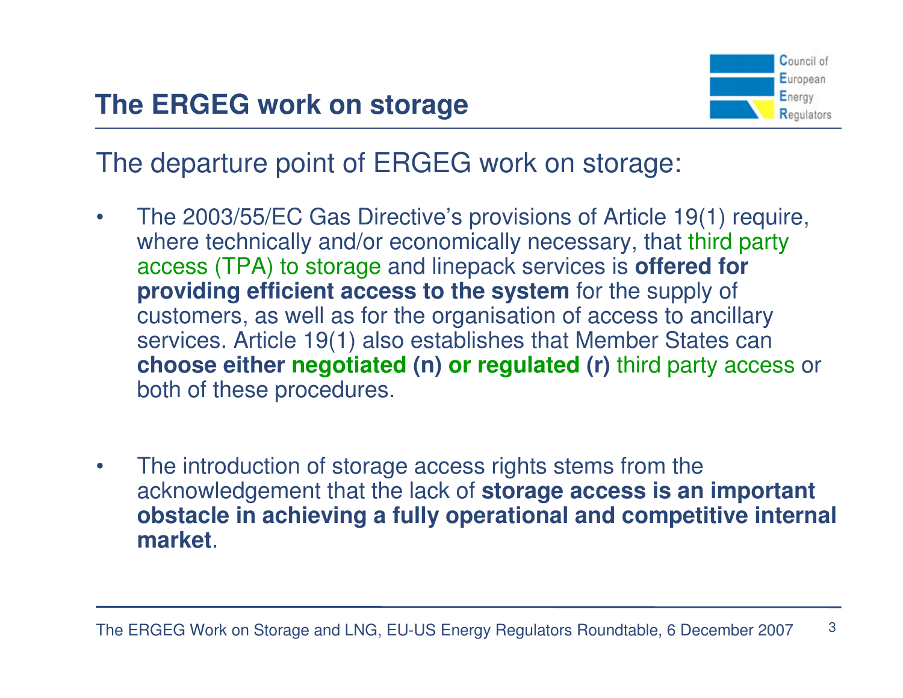## The ERGEG work on storage

The departure point of ERGEG work on storage:

- The 2003/55/EC Gas Directive's provisions of Article 19(1) require, where technically and/or economically necessary, that third party access (TPA) to storage and linepack services is **offered for providing efficient access to the system** for the supply of customers, as well as for the organisation of access to ancillary services. Article 19(1) also establishes that Member States can **choose either negotiated (n) or regulated (r)** third party access or both of these procedures.

- The introduction of storage access rights stems from the acknowledgement that the lack of **storage access is an important obstacle in achieving a fully operational and competitive internal market**.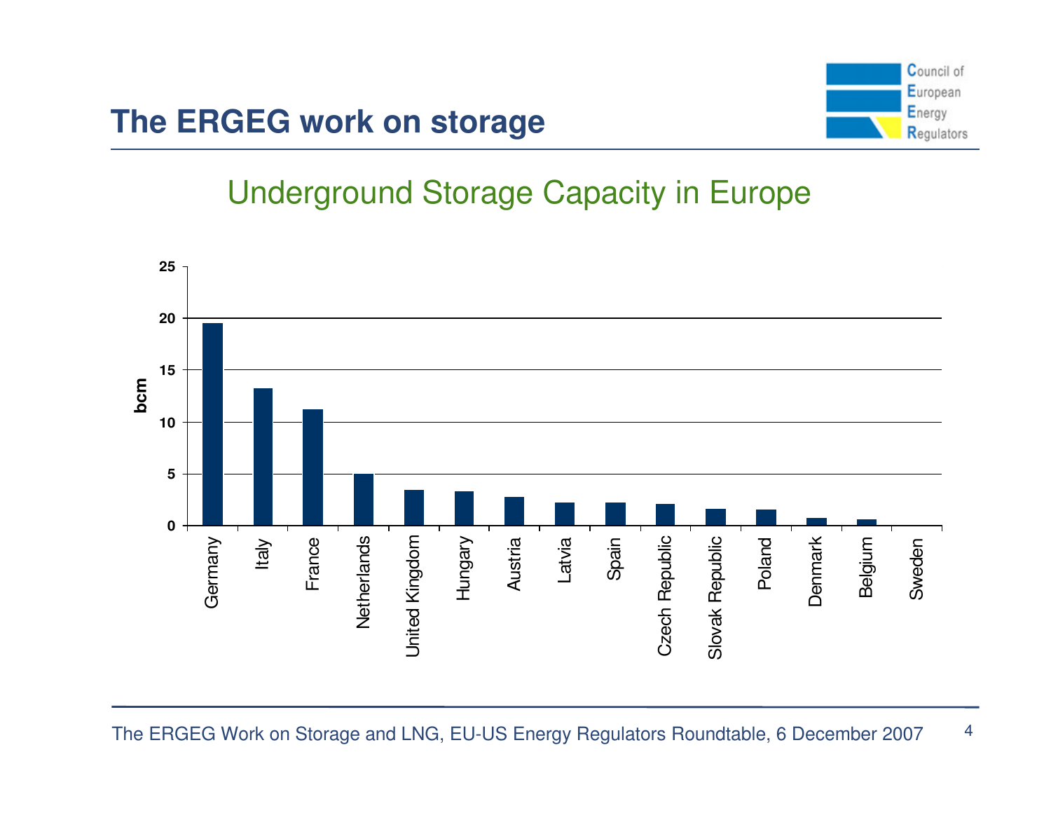# The ERGEG work on storage

## Underground Storage Capacity in Europe

| Country | bcm |
|---|---|
| Germany | ~19.5 |
| Italy | ~13.2 |
| France | ~11.2 |
| Netherlands | ~5.0 |
| United Kingdom | ~3.4 |
| Hungary | ~3.3 |
| Austria | ~2.8 |
| Latvia | ~2.2 |
| Spain | ~2.2 |
| Czech Republic | ~2.1 |
| Slovak Republic | ~1.6 |
| Poland | ~1.5 |
| Denmark | ~0.7 |
| Belgium | ~0.6 |
| Sweden | ~0.0 |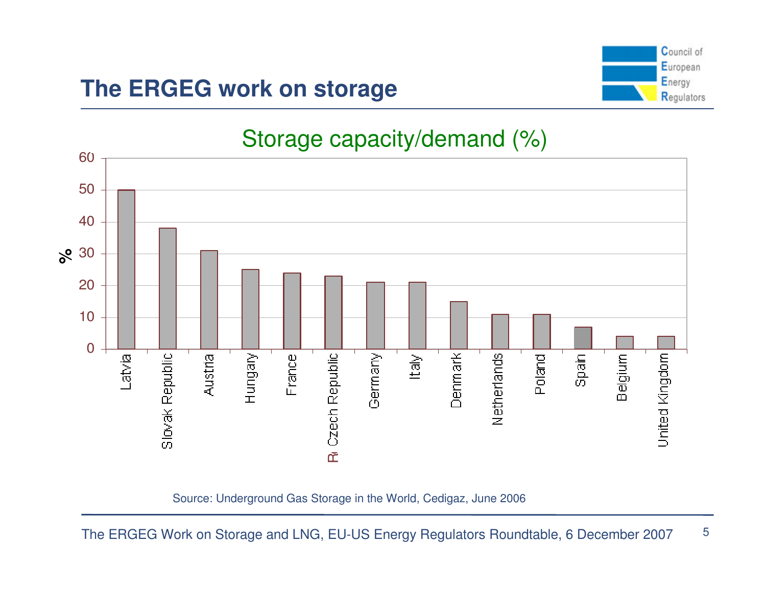# The ERGEG work on storage

## Storage capacity/demand (%)

| Country | % |
|---|---|
| Latvia | 50 |
| Slovak Republic | 38 |
| Austria | 31 |
| Hungary | 25 |
| France | 24 |
| Czech Republic | 23 |
| Germany | 21 |
| Italy | 21 |
| Denmark | 15 |
| Netherlands | 11 |
| Poland | 11 |
| Spain | 7 |
| Belgium | 4 |
| United Kingdom | 4 |

Source: Underground Gas Storage in the World, Cedigaz, June 2006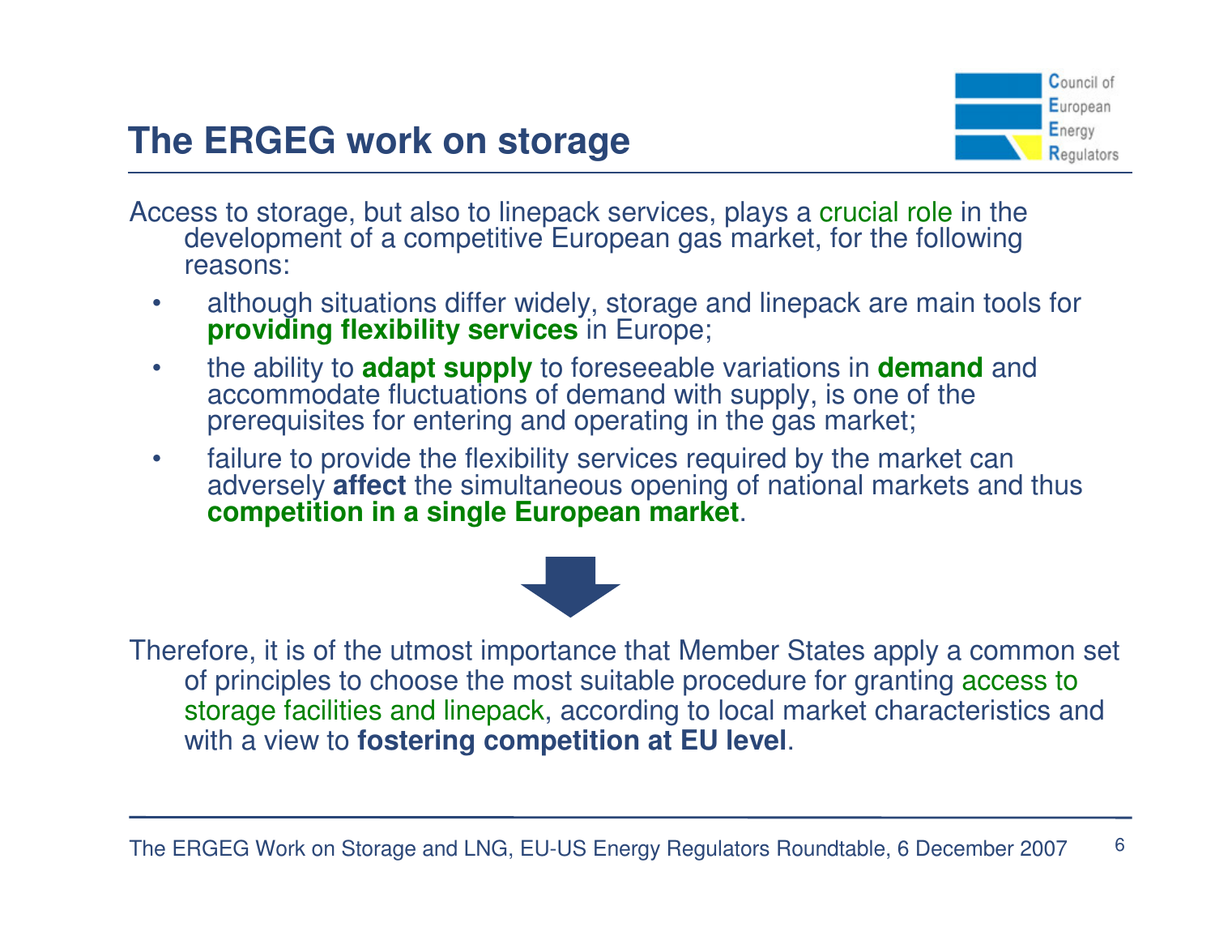# The ERGEG work on storage

Access to storage, but also to linepack services, plays a crucial role in the development of a competitive European gas market, for the following reasons:

- although situations differ widely, storage and linepack are main tools for **providing flexibility services** in Europe;
- the ability to **adapt supply** to foreseeable variations in **demand** and accommodate fluctuations of demand with supply, is one of the prerequisites for entering and operating in the gas market;
- failure to provide the flexibility services required by the market can adversely **affect** the simultaneous opening of national markets and thus **competition in a single European market**.

Therefore, it is of the utmost importance that Member States apply a common set of principles to choose the most suitable procedure for granting access to storage facilities and linepack, according to local market characteristics and with a view to **fostering competition at EU level**.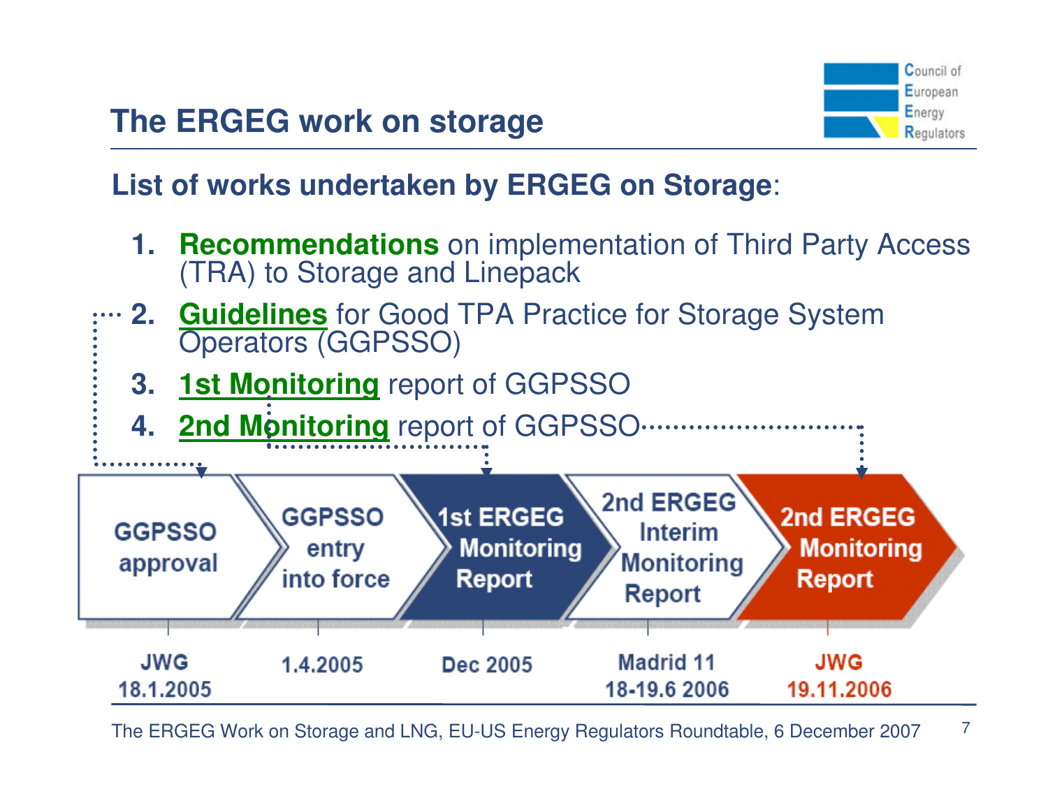# The ERGEG work on storage

**List of works undertaken by ERGEG on Storage**:

1. **Recommendations** on implementation of Third Party Access (TRA) to Storage and Linepack
2. **Guidelines** for Good TPA Practice for Storage System Operators (GGPSSO)
3. **1st Monitoring** report of GGPSSO
4. **2nd Monitoring** report of GGPSSO

| GGPSSO approval | GGPSSO entry into force | 1st ERGEG Monitoring Report | 2nd ERGEG Interim Monitoring Report | 2nd ERGEG Monitoring Report |
|---|---|---|---|---|
| JWG 18.1.2005 | 1.4.2005 | Dec 2005 | Madrid 11 18-19.6 2006 | JWG 19.11.2006 |

The ERGEG Work on Storage and LNG, EU-US Energy Regulators Roundtable, 6 December 2007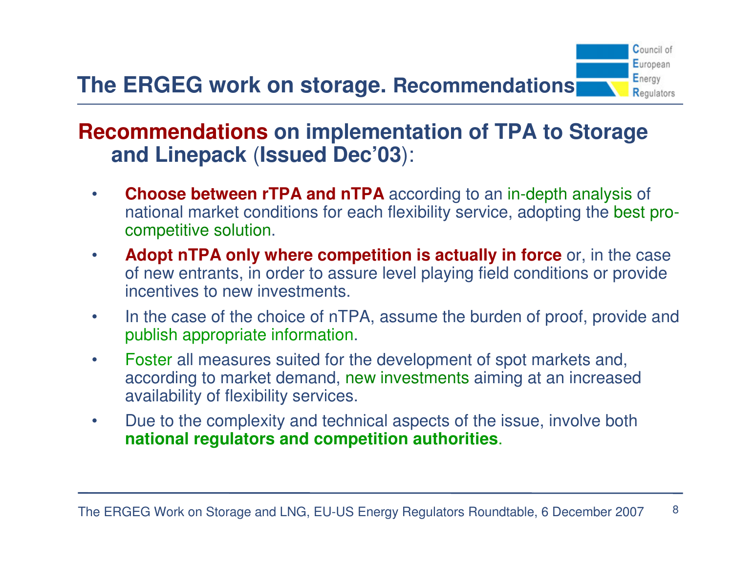# The ERGEG work on storage. Recommendations

## Recommendations on implementation of TPA to Storage and Linepack (Issued Dec'03):

- **Choose between rTPA and nTPA** according to an in-depth analysis of national market conditions for each flexibility service, adopting the best pro-competitive solution.
- **Adopt nTPA only where competition is actually in force** or, in the case of new entrants, in order to assure level playing field conditions or provide incentives to new investments.
- In the case of the choice of nTPA, assume the burden of proof, provide and publish appropriate information.
- Foster all measures suited for the development of spot markets and, according to market demand, new investments aiming at an increased availability of flexibility services.
- Due to the complexity and technical aspects of the issue, involve both **national regulators and competition authorities**.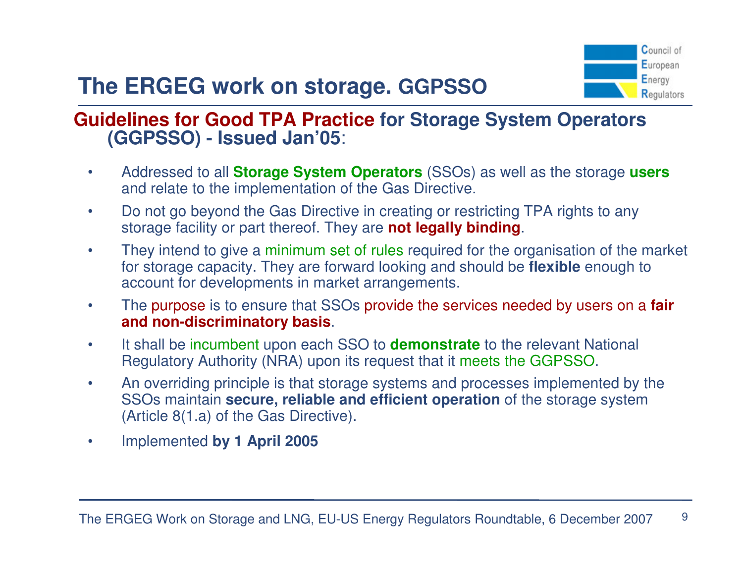# The ERGEG work on storage. GGPSSO

## Guidelines for Good TPA Practice for Storage System Operators (GGPSSO) - Issued Jan'05:

- Addressed to all **Storage System Operators** (SSOs) as well as the storage **users** and relate to the implementation of the Gas Directive.
- Do not go beyond the Gas Directive in creating or restricting TPA rights to any storage facility or part thereof. They are **not legally binding**.
- They intend to give a minimum set of rules required for the organisation of the market for storage capacity. They are forward looking and should be **flexible** enough to account for developments in market arrangements.
- The purpose is to ensure that SSOs provide the services needed by users on a **fair and non-discriminatory basis**.
- It shall be incumbent upon each SSO to **demonstrate** to the relevant National Regulatory Authority (NRA) upon its request that it meets the GGPSSO.
- An overriding principle is that storage systems and processes implemented by the SSOs maintain **secure, reliable and efficient operation** of the storage system (Article 8(1.a) of the Gas Directive).
- Implemented **by 1 April 2005**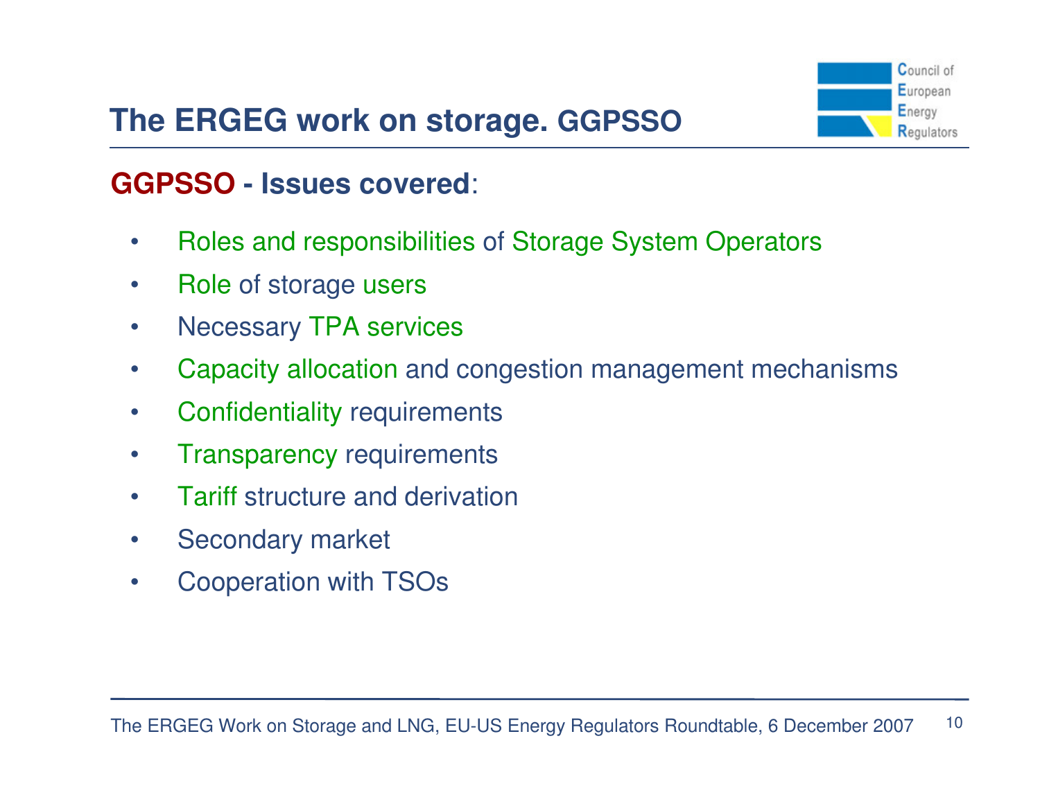# The ERGEG work on storage. GGPSSO

## GGPSSO - Issues covered:

- Roles and responsibilities of Storage System Operators
- Role of storage users
- Necessary TPA services
- Capacity allocation and congestion management mechanisms
- Confidentiality requirements
- Transparency requirements
- Tariff structure and derivation
- Secondary market
- Cooperation with TSOs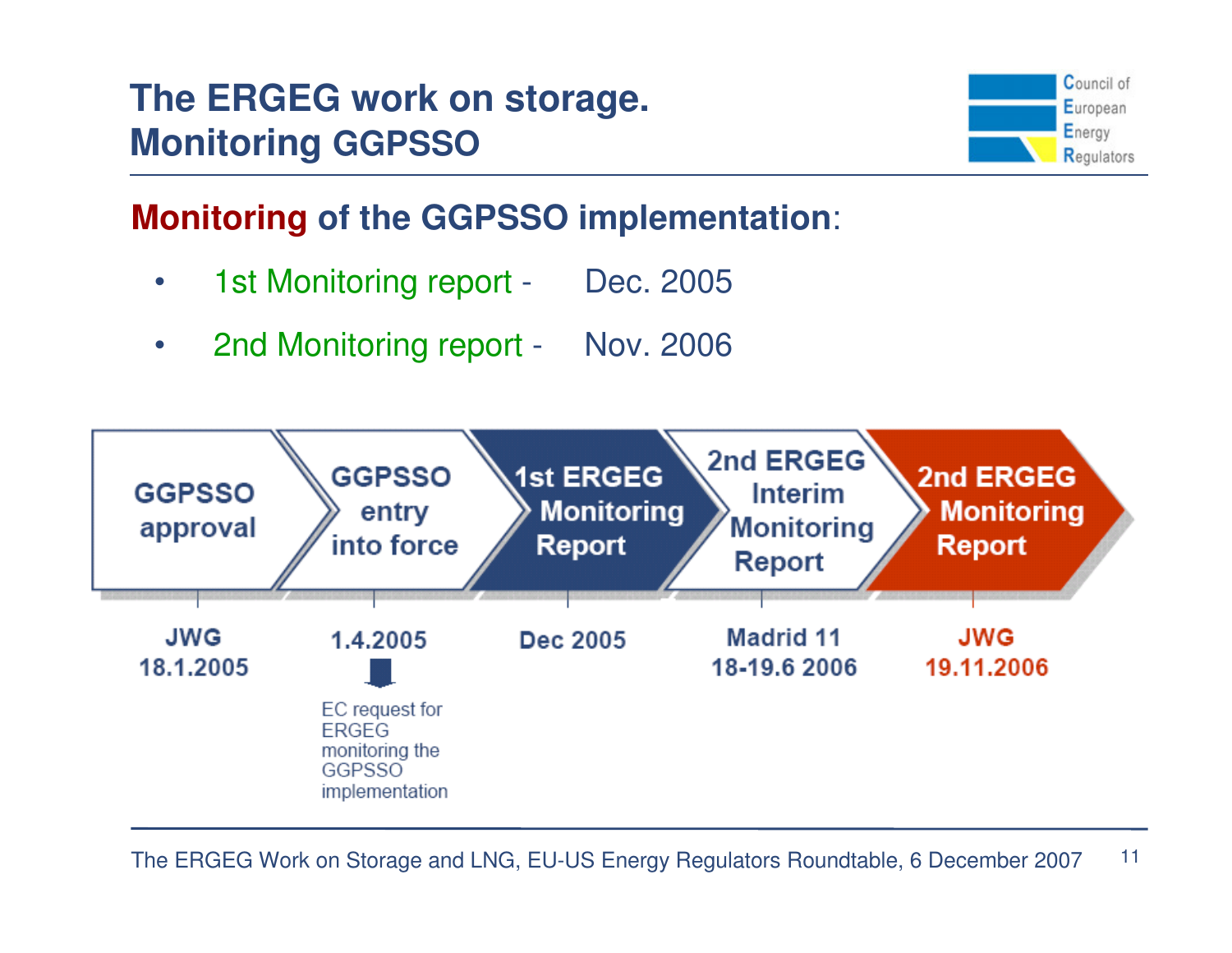# The ERGEG work on storage. Monitoring GGPSSO

## Monitoring of the GGPSSO implementation:

- 1st Monitoring report - Dec. 2005
- 2nd Monitoring report - Nov. 2006

| GGPSSO approval | GGPSSO entry into force | 1st ERGEG Monitoring Report | 2nd ERGEG Interim Monitoring Report | 2nd ERGEG Monitoring Report |
| --- | --- | --- | --- | --- |
| JWG 18.1.2005 | 1.4.2005 | Dec 2005 | Madrid 11 18-19.6 2006 | JWG 19.11.2006 |
| | EC request for ERGEG monitoring the GGPSSO implementation | | | |

The ERGEG Work on Storage and LNG, EU-US Energy Regulators Roundtable, 6 December 2007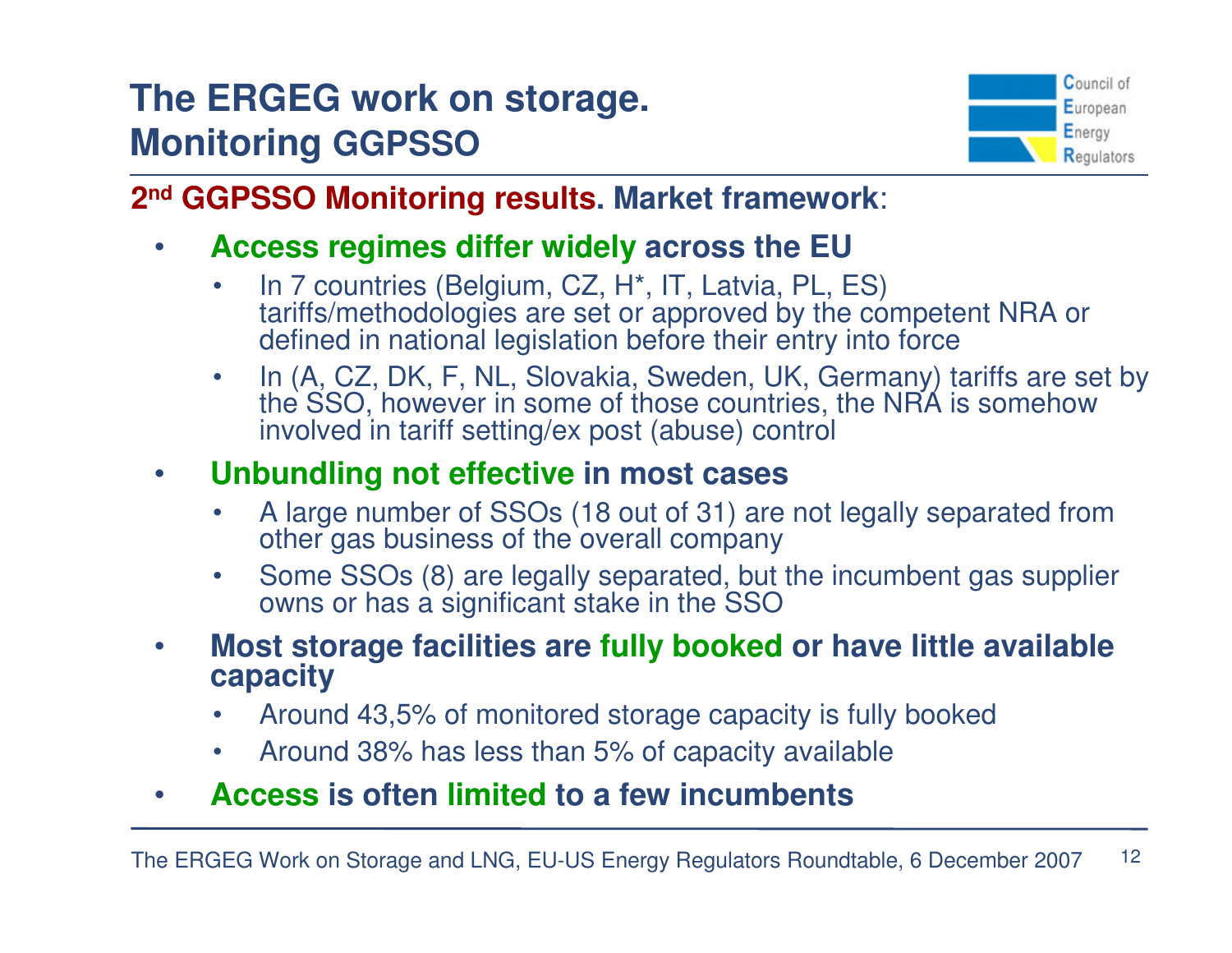# The ERGEG work on storage. Monitoring GGPSSO

**2nd GGPSSO Monitoring results. Market framework**:

- **Access regimes differ widely across the EU**
  - In 7 countries (Belgium, CZ, H*, IT, Latvia, PL, ES) tariffs/methodologies are set or approved by the competent NRA or defined in national legislation before their entry into force
  - In (A, CZ, DK, F, NL, Slovakia, Sweden, UK, Germany) tariffs are set by the SSO, however in some of those countries, the NRA is somehow involved in tariff setting/ex post (abuse) control
- **Unbundling not effective in most cases**
  - A large number of SSOs (18 out of 31) are not legally separated from other gas business of the overall company
  - Some SSOs (8) are legally separated, but the incumbent gas supplier owns or has a significant stake in the SSO
- **Most storage facilities are fully booked or have little available capacity**
  - Around 43,5% of monitored storage capacity is fully booked
  - Around 38% has less than 5% of capacity available
- **Access is often limited to a few incumbents**

The ERGEG Work on Storage and LNG, EU-US Energy Regulators Roundtable, 6 December 2007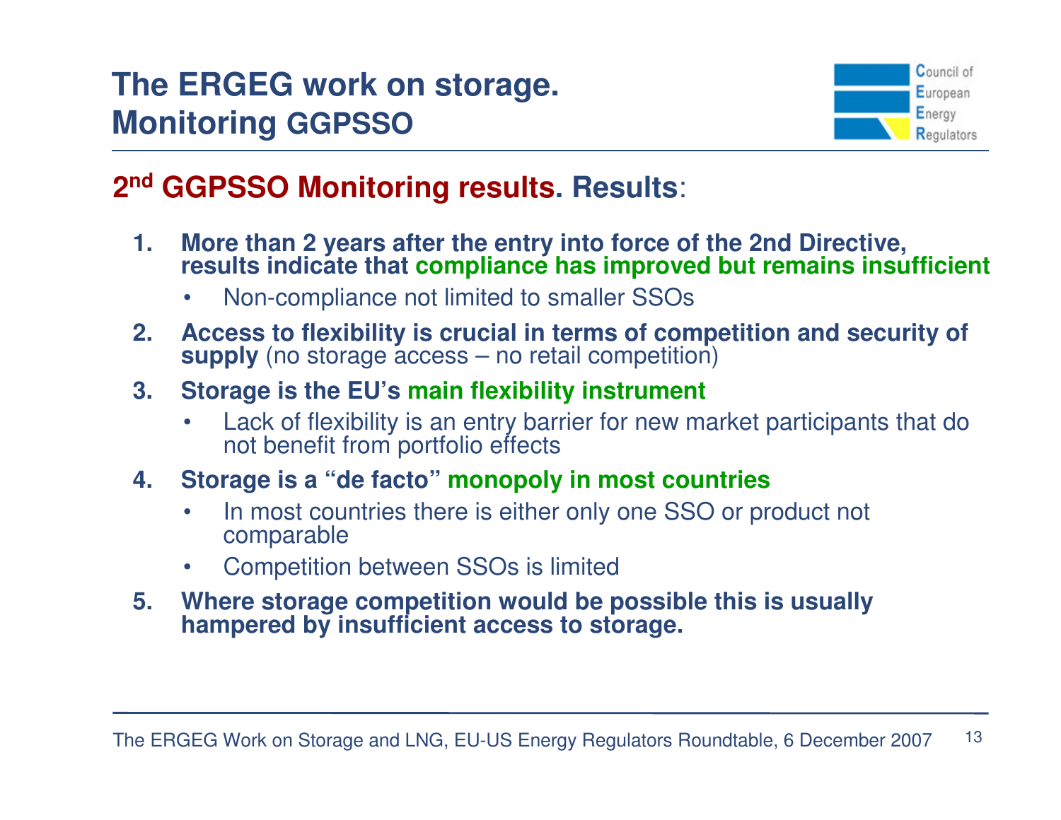# The ERGEG work on storage. Monitoring GGPSSO

## 2nd GGPSSO Monitoring results. Results:

1. **More than 2 years after the entry into force of the 2nd Directive, results indicate that compliance has improved but remains insufficient**
   - Non-compliance not limited to smaller SSOs
2. **Access to flexibility is crucial in terms of competition and security of supply** (no storage access – no retail competition)
3. **Storage is the EU's main flexibility instrument**
   - Lack of flexibility is an entry barrier for new market participants that do not benefit from portfolio effects
4. **Storage is a "de facto" monopoly in most countries**
   - In most countries there is either only one SSO or product not comparable
   - Competition between SSOs is limited
5. **Where storage competition would be possible this is usually hampered by insufficient access to storage.**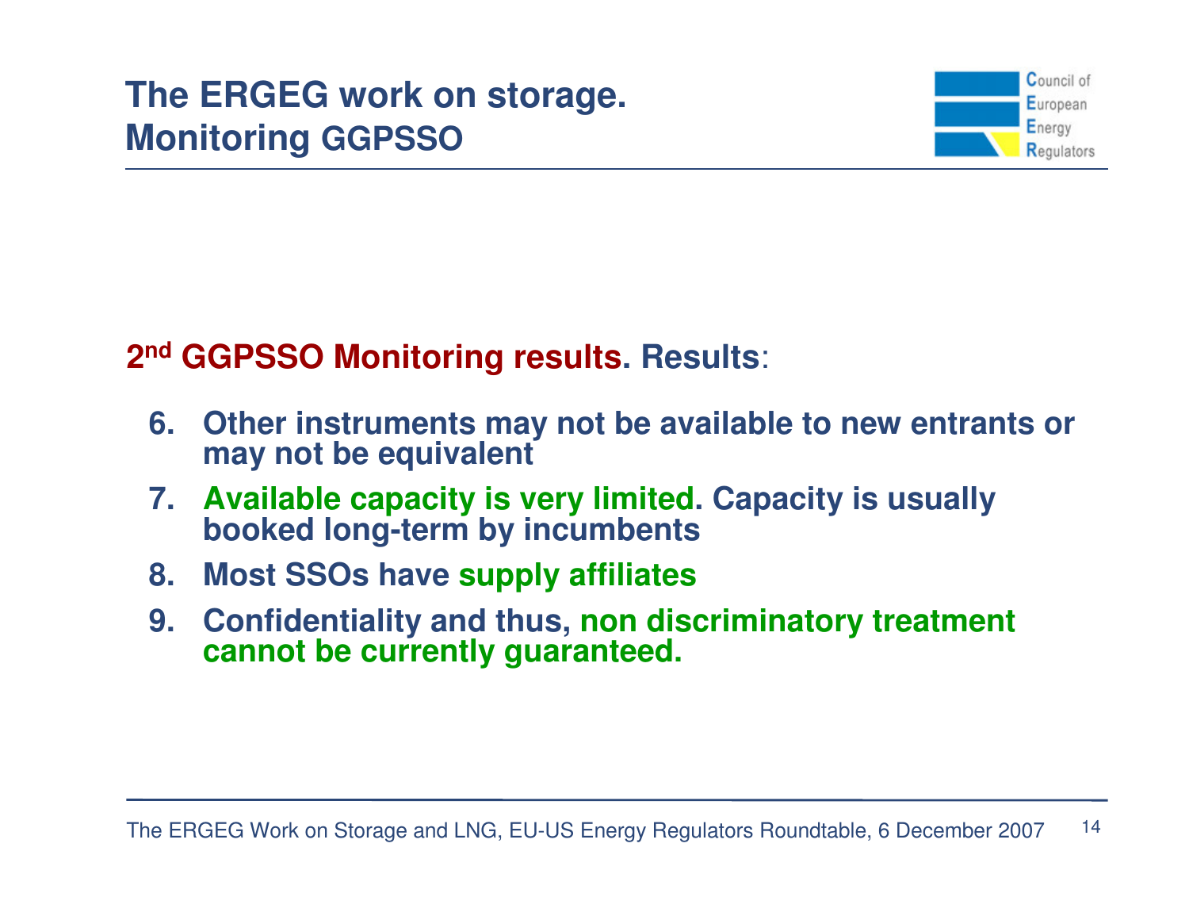# The ERGEG work on storage. Monitoring GGPSSO

**2nd GGPSSO Monitoring results. Results**:

6. **Other instruments may not be available to new entrants or may not be equivalent**
7. **Available capacity is very limited. Capacity is usually booked long-term by incumbents**
8. **Most SSOs have supply affiliates**
9. **Confidentiality and thus, non discriminatory treatment cannot be currently guaranteed.**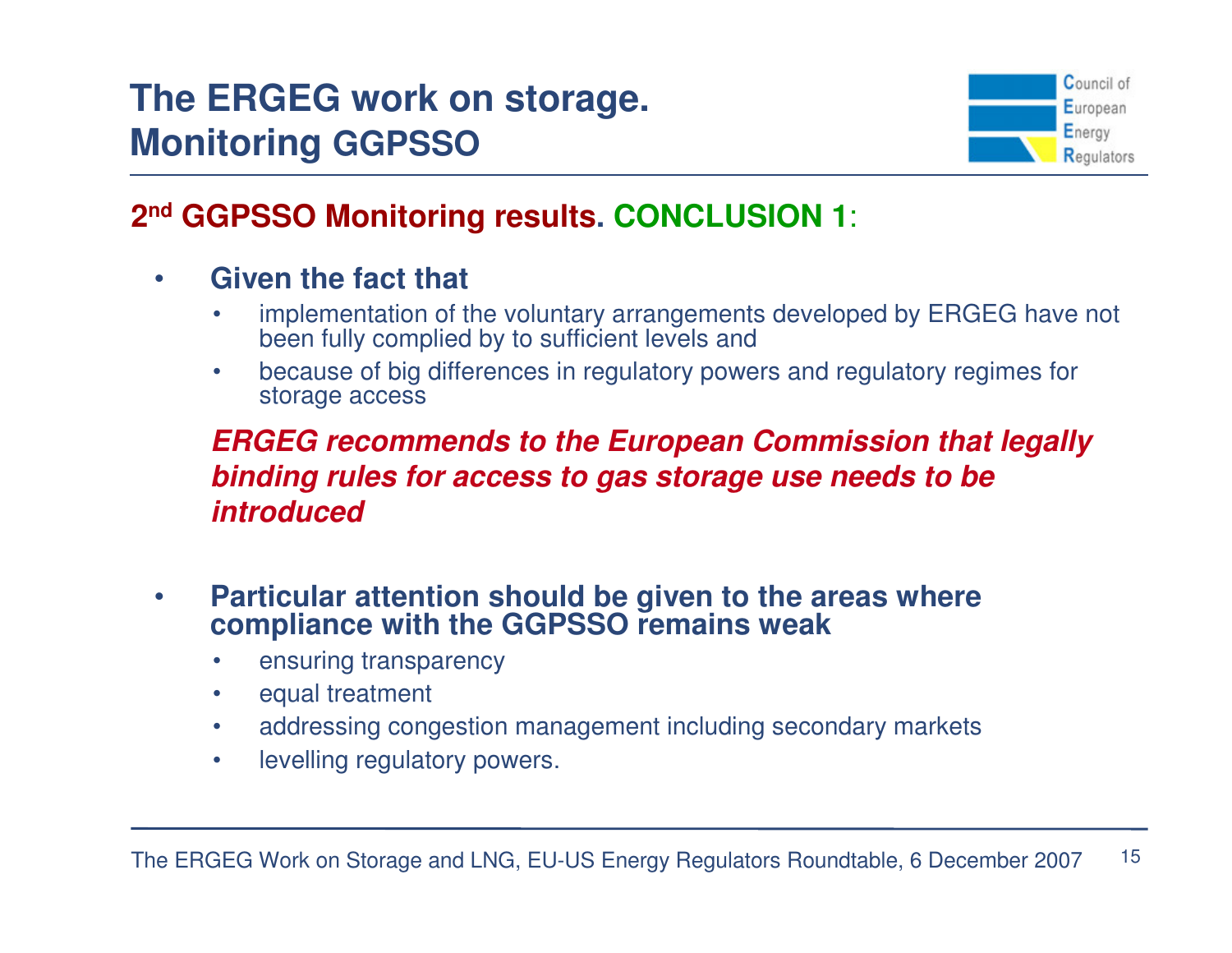# The ERGEG work on storage. Monitoring GGPSSO

## 2nd GGPSSO Monitoring results. CONCLUSION 1:

- **Given the fact that**
  - implementation of the voluntary arrangements developed by ERGEG have not been fully complied by to sufficient levels and
  - because of big differences in regulatory powers and regulatory regimes for storage access

  ***ERGEG recommends to the European Commission that legally binding rules for access to gas storage use needs to be introduced***

- **Particular attention should be given to the areas where compliance with the GGPSSO remains weak**
  - ensuring transparency
  - equal treatment
  - addressing congestion management including secondary markets
  - levelling regulatory powers.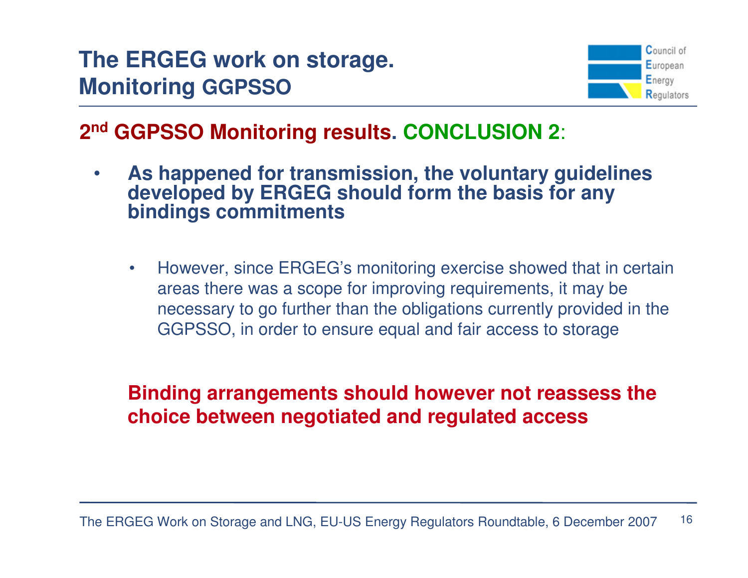# The ERGEG work on storage. Monitoring GGPSSO

## 2nd GGPSSO Monitoring results. CONCLUSION 2:

- **As happened for transmission, the voluntary guidelines developed by ERGEG should form the basis for any bindings commitments**
  - However, since ERGEG's monitoring exercise showed that in certain areas there was a scope for improving requirements, it may be necessary to go further than the obligations currently provided in the GGPSSO, in order to ensure equal and fair access to storage

**Binding arrangements should however not reassess the choice between negotiated and regulated access**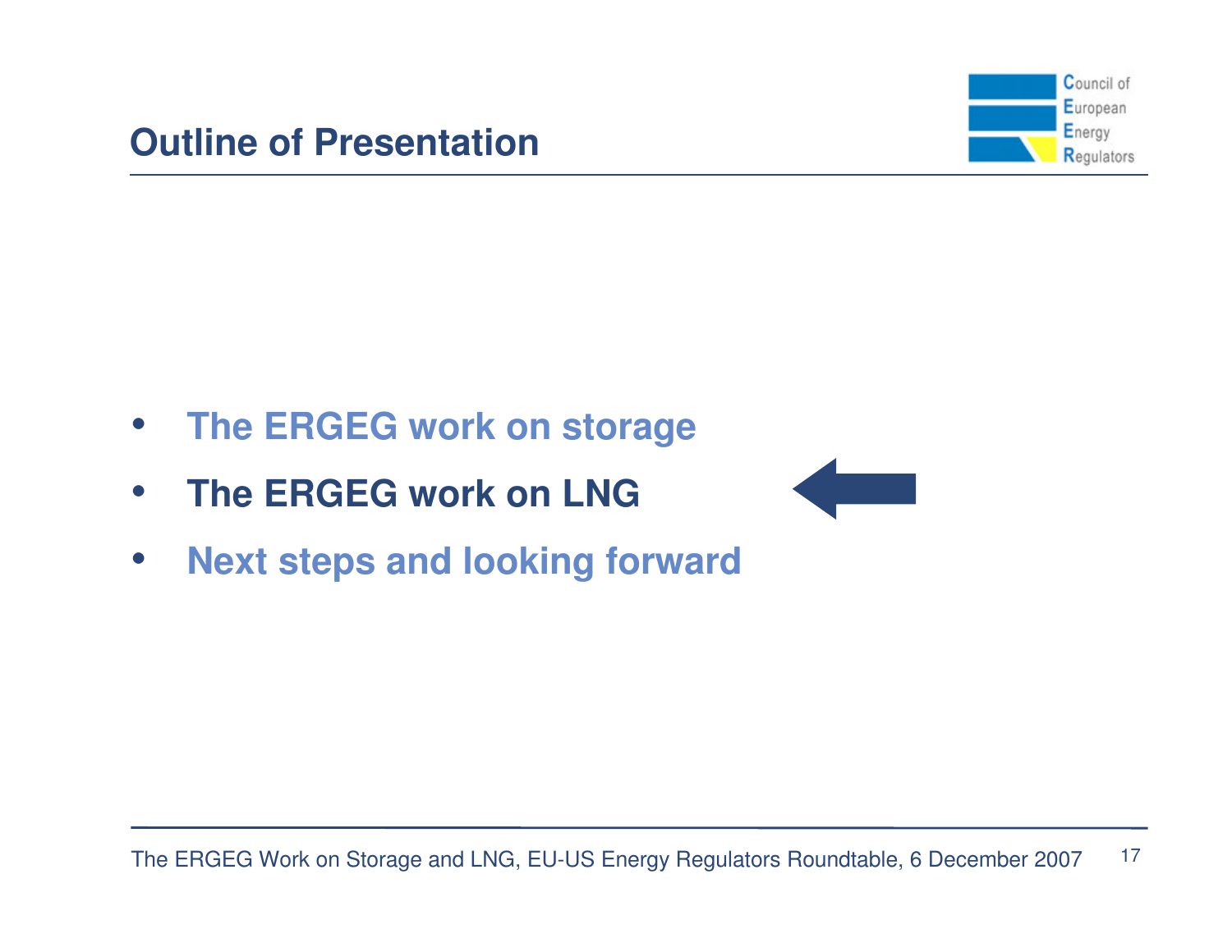## Outline of Presentation

- The ERGEG work on storage
- **The ERGEG work on LNG**
- Next steps and looking forward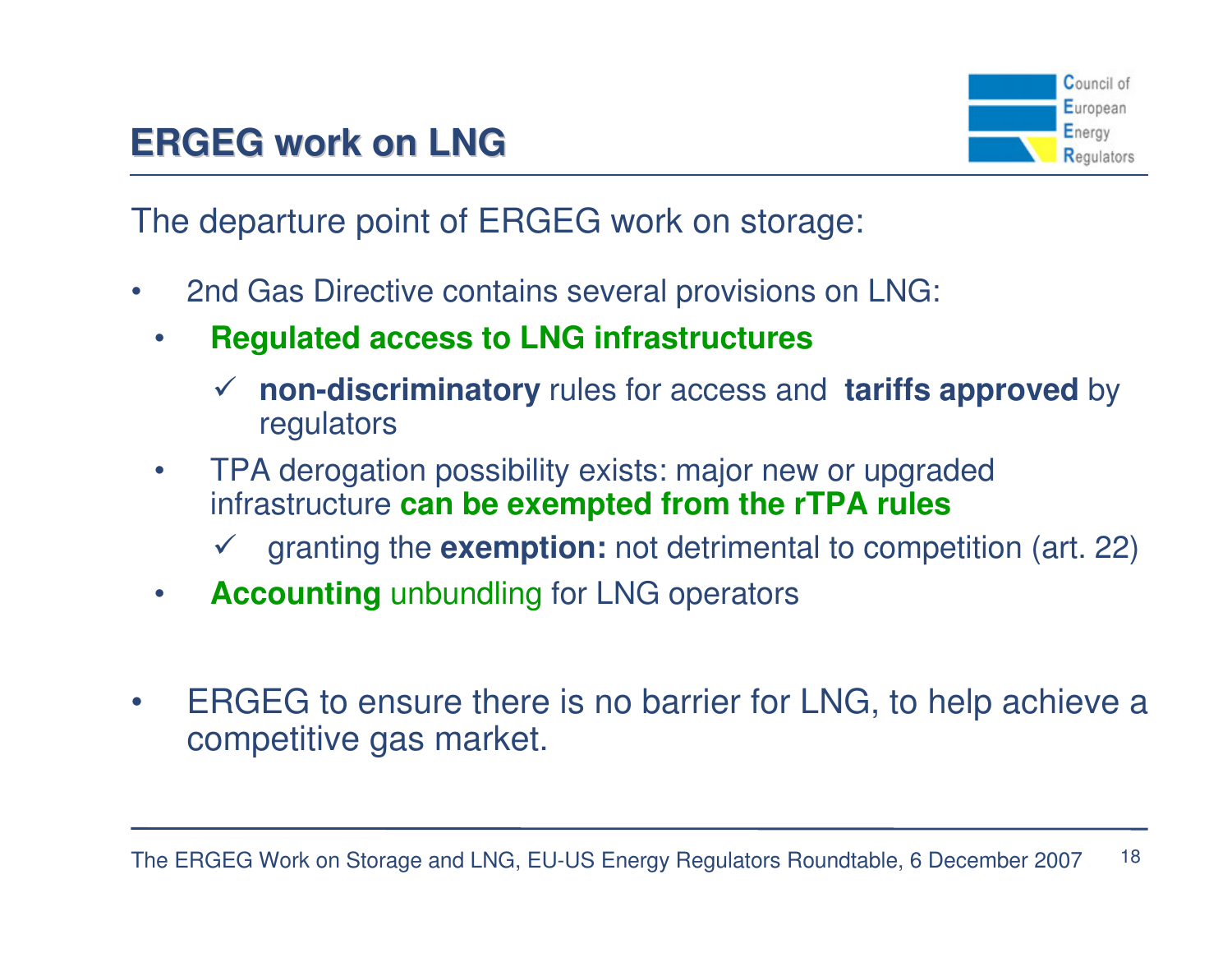# ERGEG work on LNG

The departure point of ERGEG work on storage:

- 2nd Gas Directive contains several provisions on LNG:
  - **Regulated access to LNG infrastructures**
    - ✓ **non-discriminatory** rules for access and **tariffs approved** by regulators
  - TPA derogation possibility exists: major new or upgraded infrastructure **can be exempted from the rTPA rules**
    - ✓ granting the **exemption:** not detrimental to competition (art. 22)
  - **Accounting** unbundling for LNG operators

- ERGEG to ensure there is no barrier for LNG, to help achieve a competitive gas market.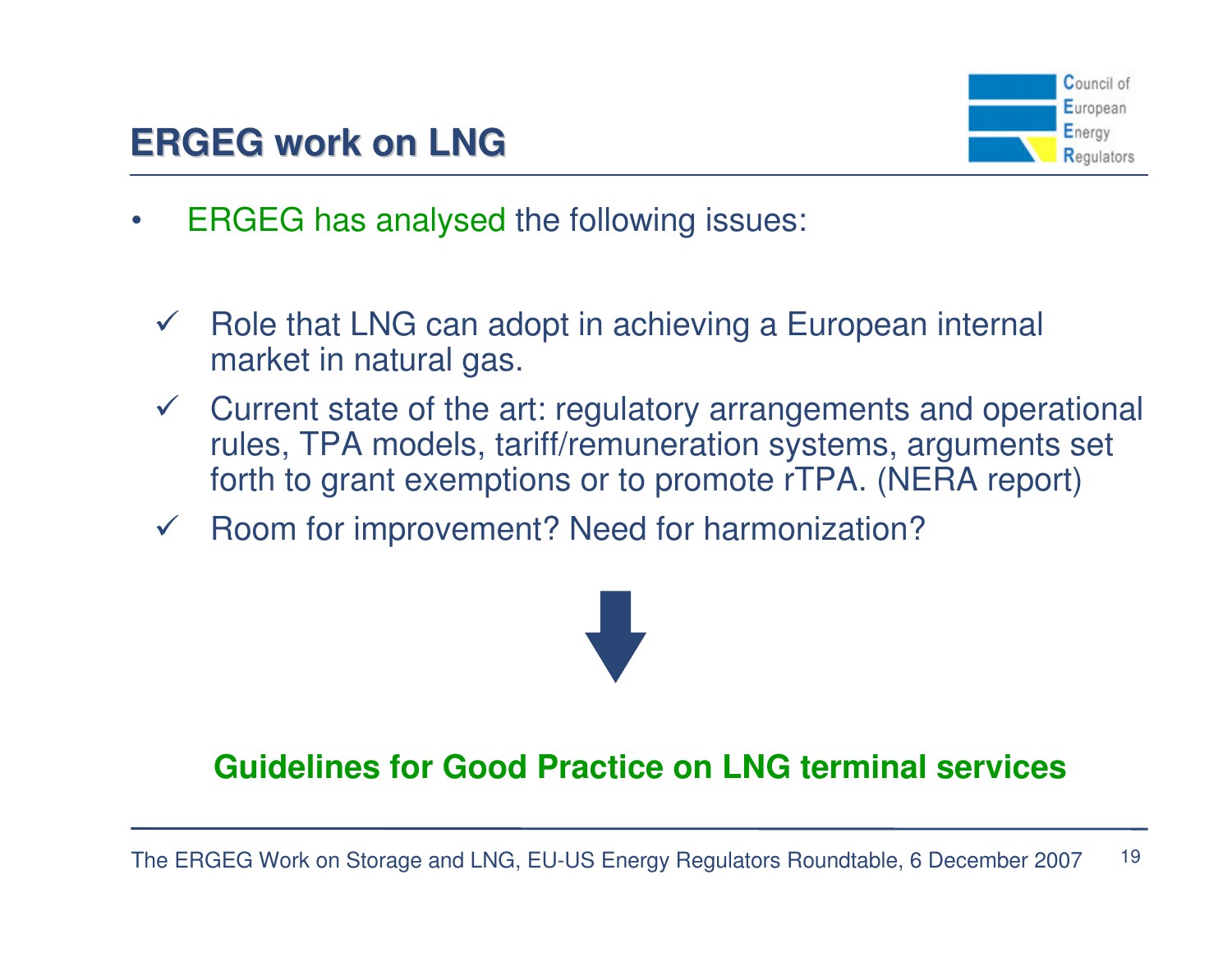# ERGEG work on LNG

- ERGEG has analysed the following issues:

  - ✓ Role that LNG can adopt in achieving a European internal market in natural gas.
  - ✓ Current state of the art: regulatory arrangements and operational rules, TPA models, tariff/remuneration systems, arguments set forth to grant exemptions or to promote rTPA. (NERA report)
  - ✓ Room for improvement? Need for harmonization?

↓

**Guidelines for Good Practice on LNG terminal services**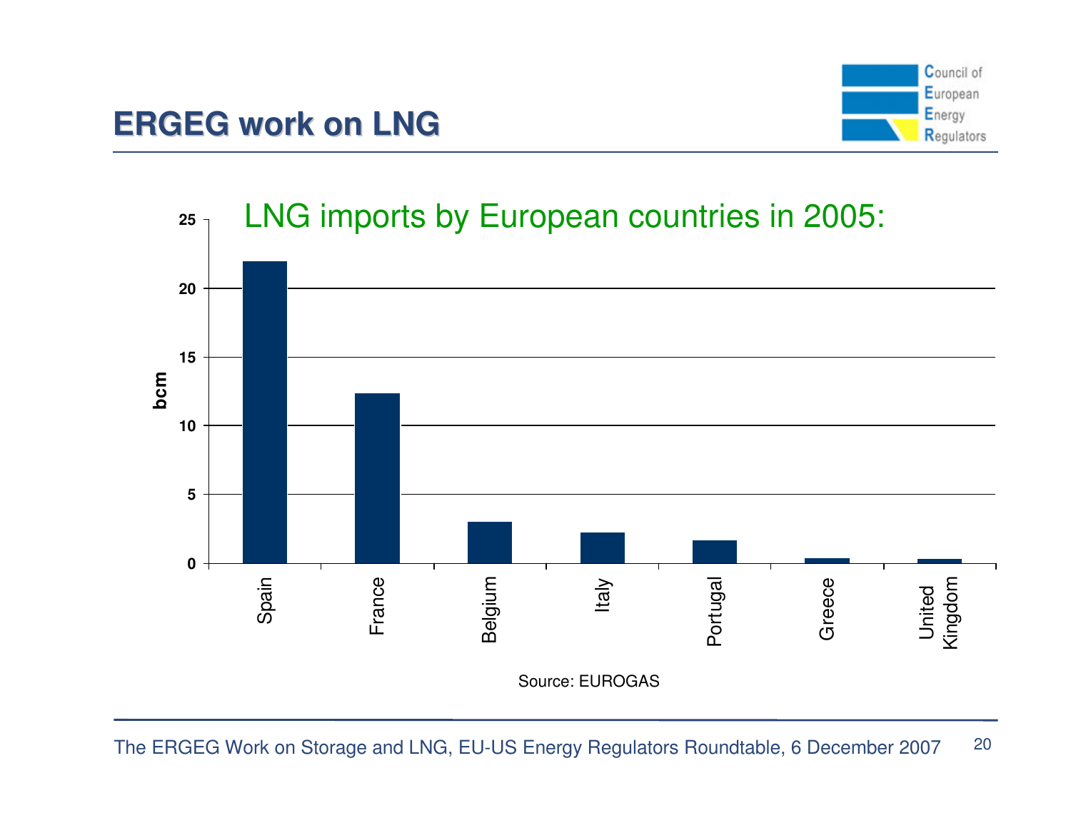# ERGEG work on LNG

LNG imports by European countries in 2005:

| Country | bcm |
|---|---|
| Spain | ~22 |
| France | ~12.4 |
| Belgium | ~3 |
| Italy | ~2.2 |
| Portugal | ~1.6 |
| Greece | ~0.4 |
| United Kingdom | ~0.3 |

Source: EUROGAS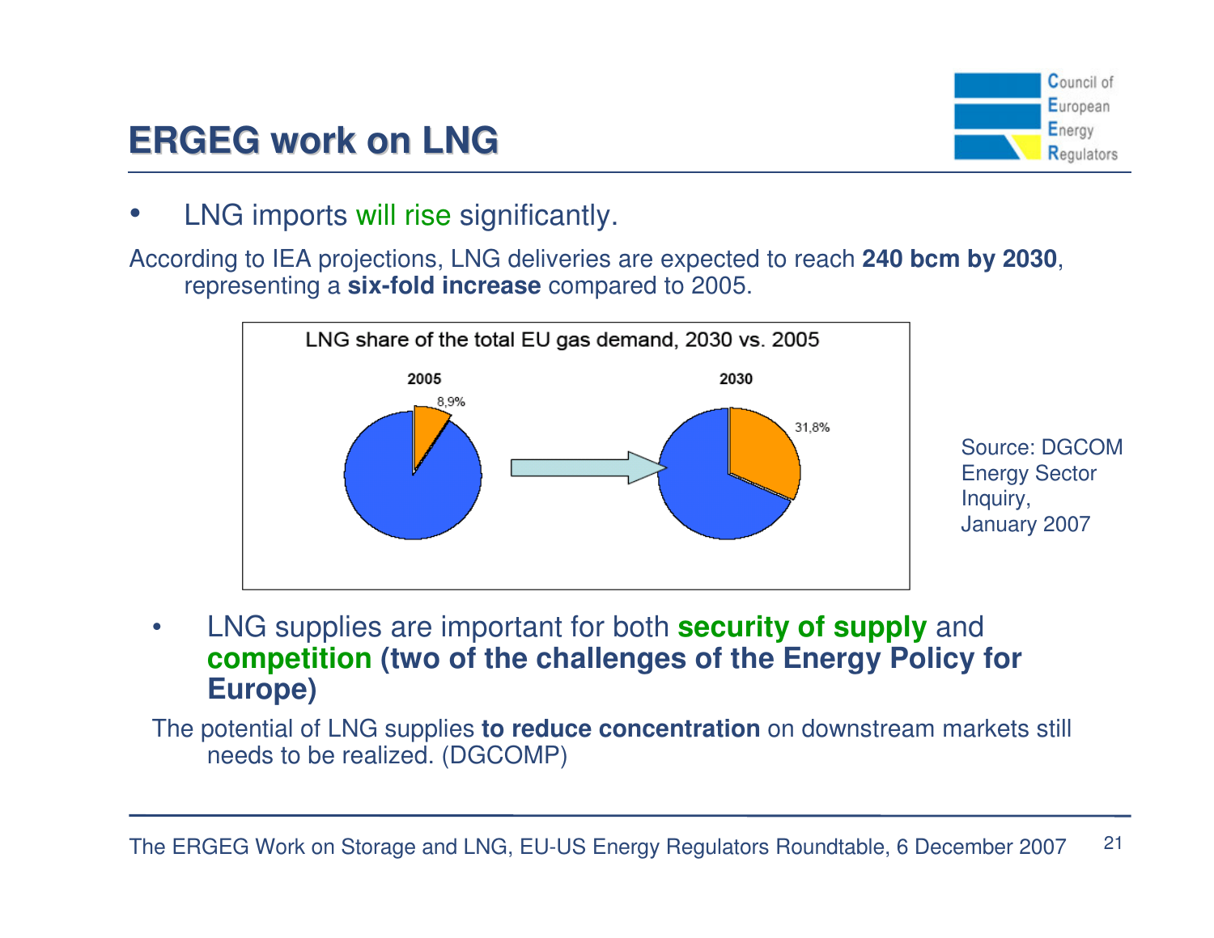# ERGEG work on LNG

- LNG imports will rise significantly.

According to IEA projections, LNG deliveries are expected to reach **240 bcm by 2030**, representing a **six-fold increase** compared to 2005.

LNG share of the total EU gas demand, 2030 vs. 2005

2005: 8,9%

2030: 31,8%

Source: DGCOM Energy Sector Inquiry, January 2007

- LNG supplies are important for both **security of supply** and **competition (two of the challenges of the Energy Policy for Europe)**

The potential of LNG supplies **to reduce concentration** on downstream markets still needs to be realized. (DGCOMP)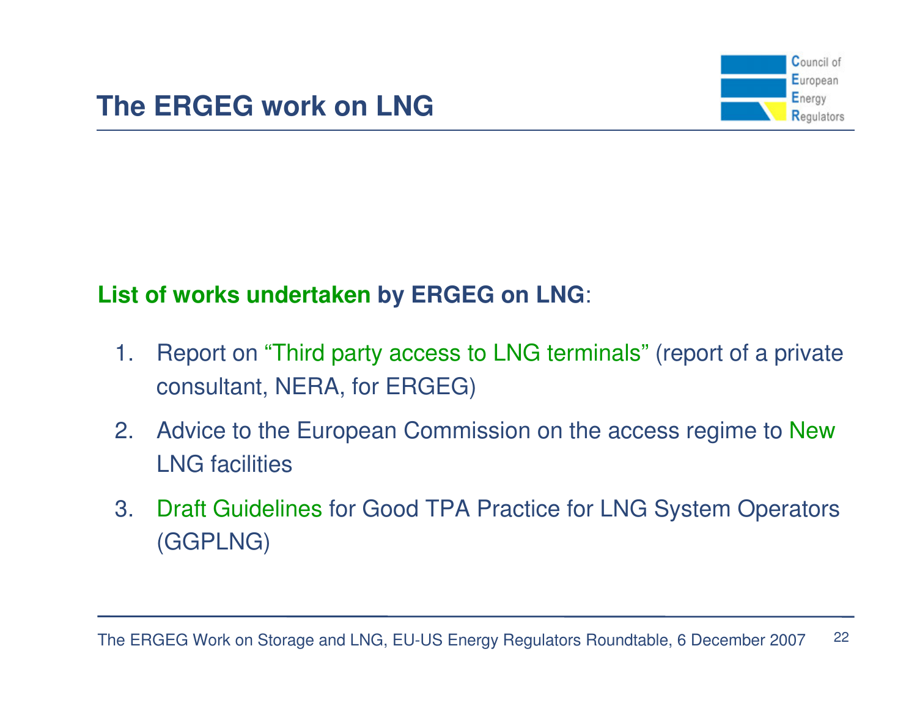# The ERGEG work on LNG

**List of works undertaken by ERGEG on LNG**:

1. Report on "Third party access to LNG terminals" (report of a private consultant, NERA, for ERGEG)
2. Advice to the European Commission on the access regime to New LNG facilities
3. Draft Guidelines for Good TPA Practice for LNG System Operators (GGPLNG)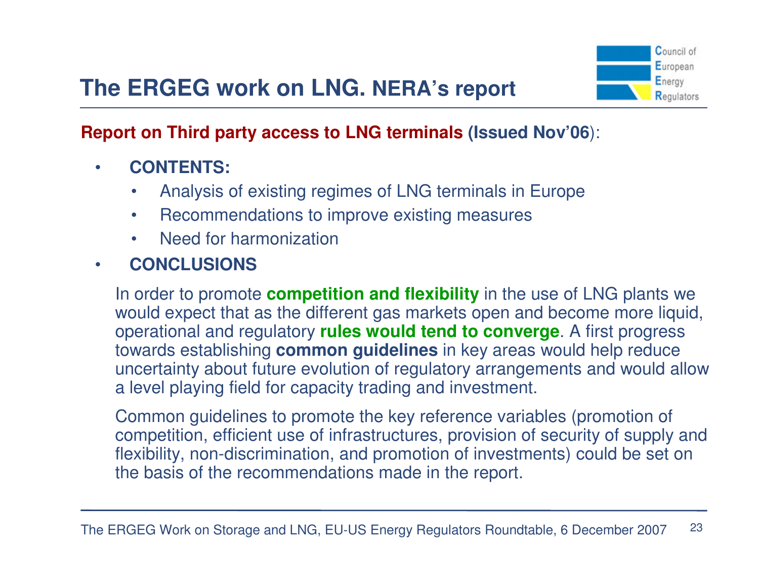# The ERGEG work on LNG. NERA's report

**Report on Third party access to LNG terminals (Issued Nov'06)**:

- **CONTENTS:**
  - Analysis of existing regimes of LNG terminals in Europe
  - Recommendations to improve existing measures
  - Need for harmonization
- **CONCLUSIONS**

In order to promote **competition and flexibility** in the use of LNG plants we would expect that as the different gas markets open and become more liquid, operational and regulatory **rules would tend to converge**. A first progress towards establishing **common guidelines** in key areas would help reduce uncertainty about future evolution of regulatory arrangements and would allow a level playing field for capacity trading and investment.

Common guidelines to promote the key reference variables (promotion of competition, efficient use of infrastructures, provision of security of supply and flexibility, non-discrimination, and promotion of investments) could be set on the basis of the recommendations made in the report.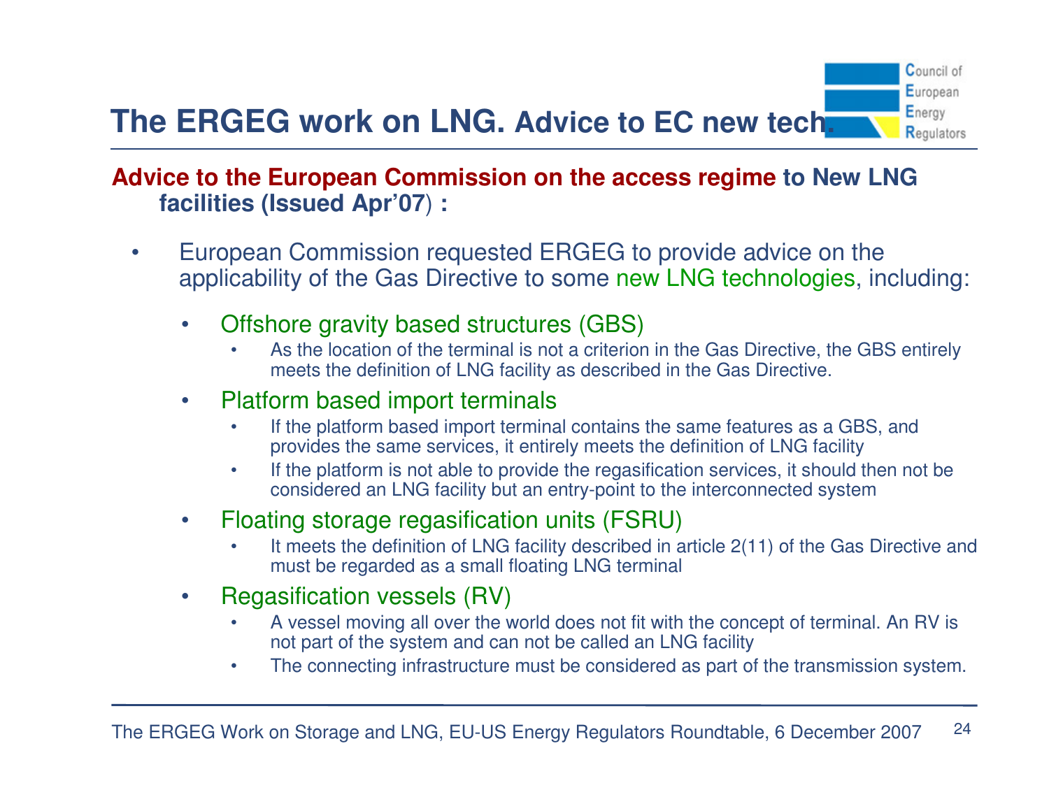# The ERGEG work on LNG. Advice to EC new tech.

**Advice to the European Commission on the access regime to New LNG facilities (Issued Apr'07) :**

- European Commission requested ERGEG to provide advice on the applicability of the Gas Directive to some new LNG technologies, including:
  - Offshore gravity based structures (GBS)
    - As the location of the terminal is not a criterion in the Gas Directive, the GBS entirely meets the definition of LNG facility as described in the Gas Directive.
  - Platform based import terminals
    - If the platform based import terminal contains the same features as a GBS, and provides the same services, it entirely meets the definition of LNG facility
    - If the platform is not able to provide the regasification services, it should then not be considered an LNG facility but an entry-point to the interconnected system
  - Floating storage regasification units (FSRU)
    - It meets the definition of LNG facility described in article 2(11) of the Gas Directive and must be regarded as a small floating LNG terminal
  - Regasification vessels (RV)
    - A vessel moving all over the world does not fit with the concept of terminal. An RV is not part of the system and can not be called an LNG facility
    - The connecting infrastructure must be considered as part of the transmission system.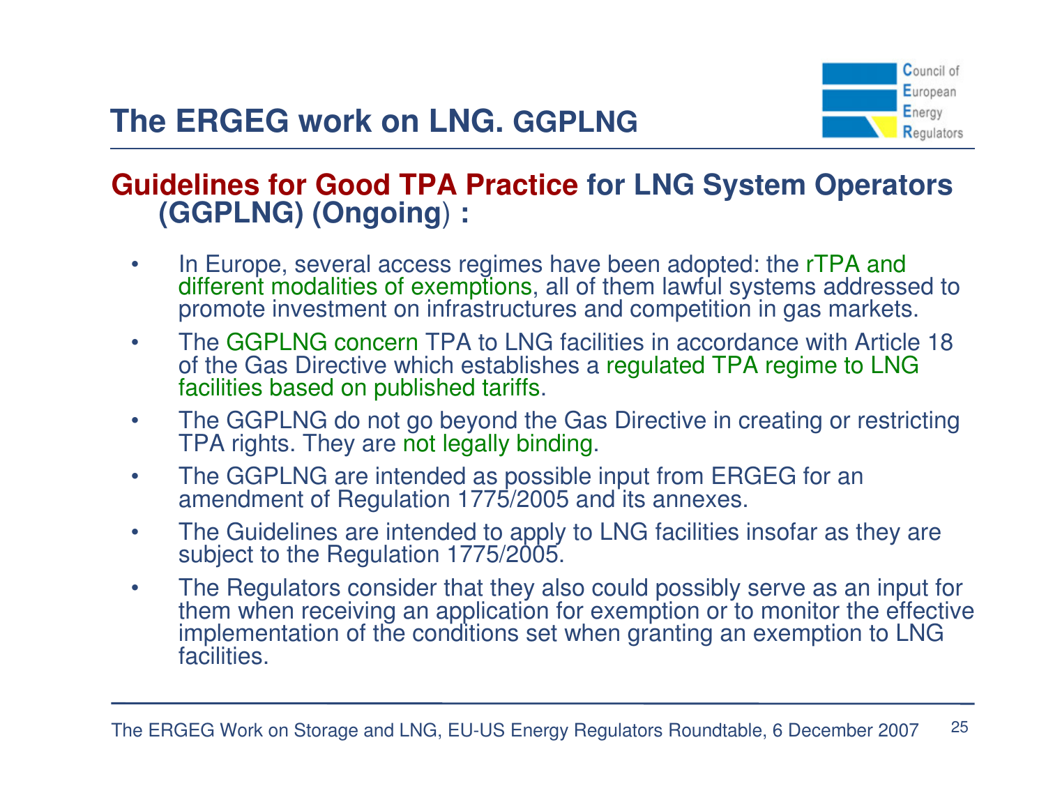# The ERGEG work on LNG. GGPLNG

## Guidelines for Good TPA Practice for LNG System Operators (GGPLNG) (Ongoing) :

- In Europe, several access regimes have been adopted: the rTPA and different modalities of exemptions, all of them lawful systems addressed to promote investment on infrastructures and competition in gas markets.
- The GGPLNG concern TPA to LNG facilities in accordance with Article 18 of the Gas Directive which establishes a regulated TPA regime to LNG facilities based on published tariffs.
- The GGPLNG do not go beyond the Gas Directive in creating or restricting TPA rights. They are not legally binding.
- The GGPLNG are intended as possible input from ERGEG for an amendment of Regulation 1775/2005 and its annexes.
- The Guidelines are intended to apply to LNG facilities insofar as they are subject to the Regulation 1775/2005.
- The Regulators consider that they also could possibly serve as an input for them when receiving an application for exemption or to monitor the effective implementation of the conditions set when granting an exemption to LNG facilities.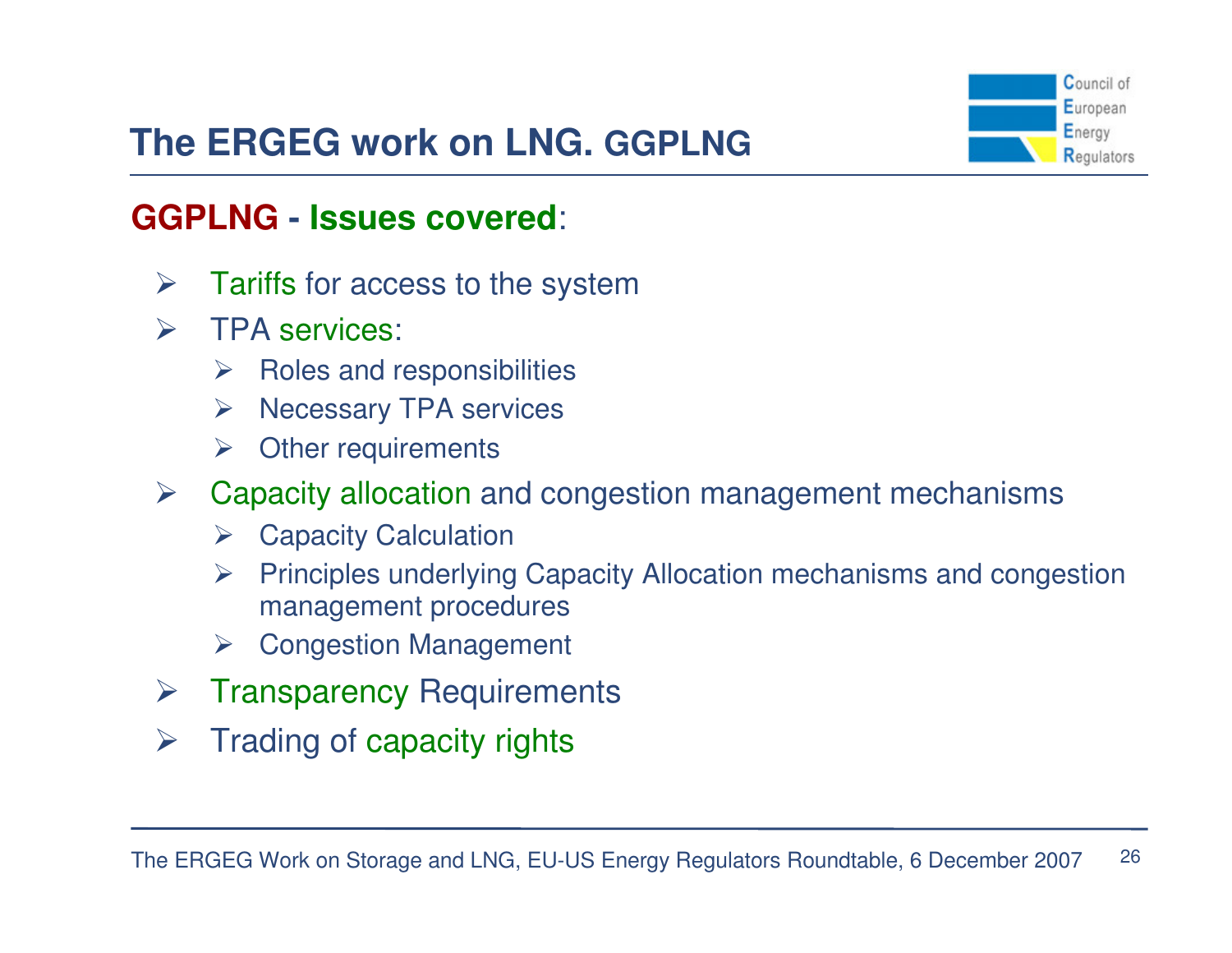## The ERGEG work on LNG. GGPLNG

**GGPLNG - Issues covered**:

- Tariffs for access to the system
- TPA services:
  - Roles and responsibilities
  - Necessary TPA services
  - Other requirements
- Capacity allocation and congestion management mechanisms
  - Capacity Calculation
  - Principles underlying Capacity Allocation mechanisms and congestion management procedures
  - Congestion Management
- Transparency Requirements
- Trading of capacity rights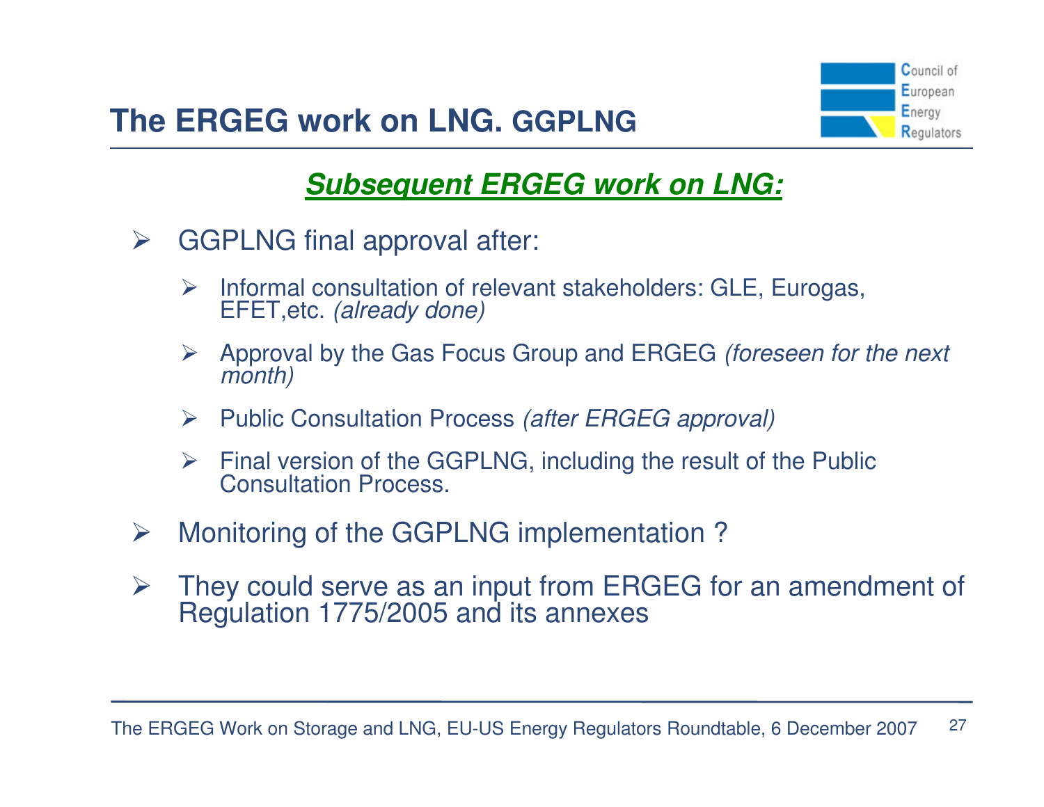# The ERGEG work on LNG. GGPLNG

## ***Subsequent ERGEG work on LNG:***

- GGPLNG final approval after:
  - Informal consultation of relevant stakeholders: GLE, Eurogas, EFET,etc. *(already done)*
  - Approval by the Gas Focus Group and ERGEG *(foreseen for the next month)*
  - Public Consultation Process *(after ERGEG approval)*
  - Final version of the GGPLNG, including the result of the Public Consultation Process.
- Monitoring of the GGPLNG implementation ?
- They could serve as an input from ERGEG for an amendment of Regulation 1775/2005 and its annexes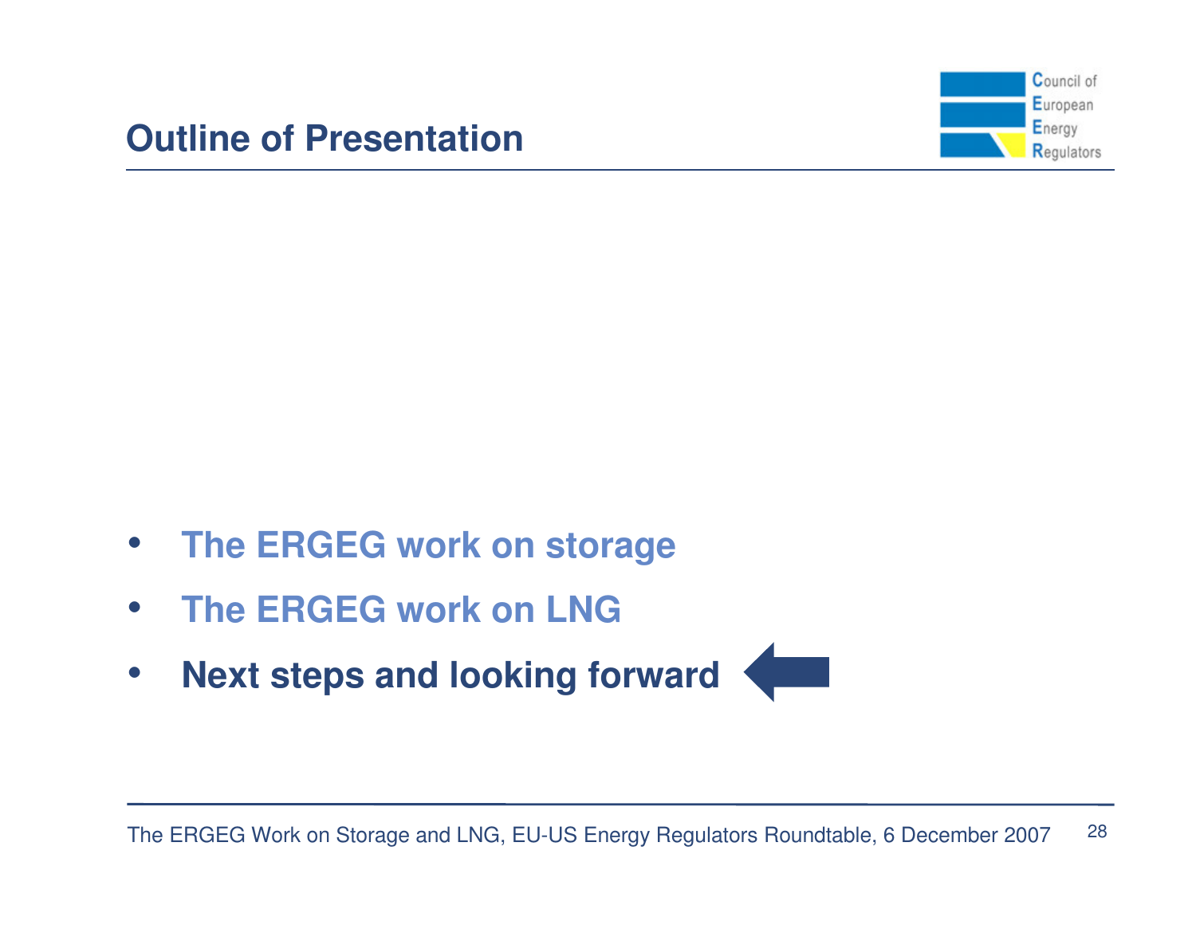## Outline of Presentation

- The ERGEG work on storage
- The ERGEG work on LNG
- **Next steps and looking forward**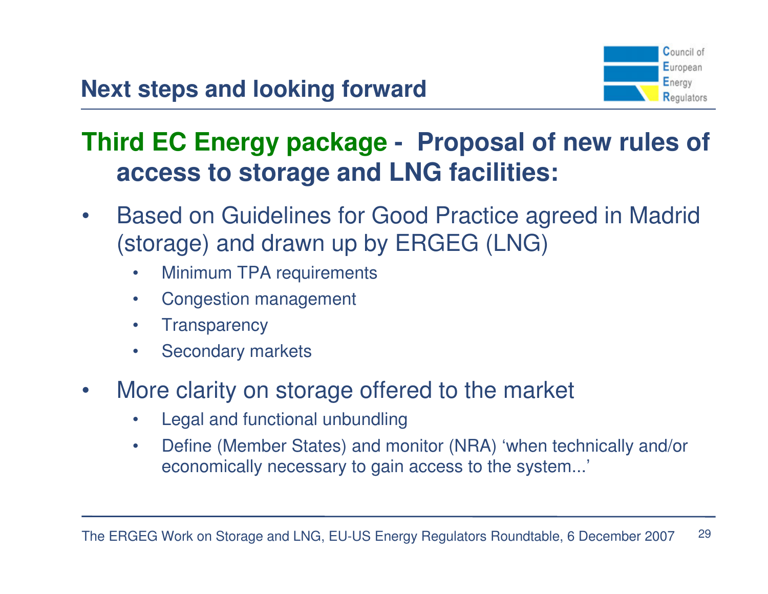# Next steps and looking forward

## Third EC Energy package - Proposal of new rules of access to storage and LNG facilities:

- Based on Guidelines for Good Practice agreed in Madrid (storage) and drawn up by ERGEG (LNG)
  - Minimum TPA requirements
  - Congestion management
  - Transparency
  - Secondary markets
- More clarity on storage offered to the market
  - Legal and functional unbundling
  - Define (Member States) and monitor (NRA) 'when technically and/or economically necessary to gain access to the system...'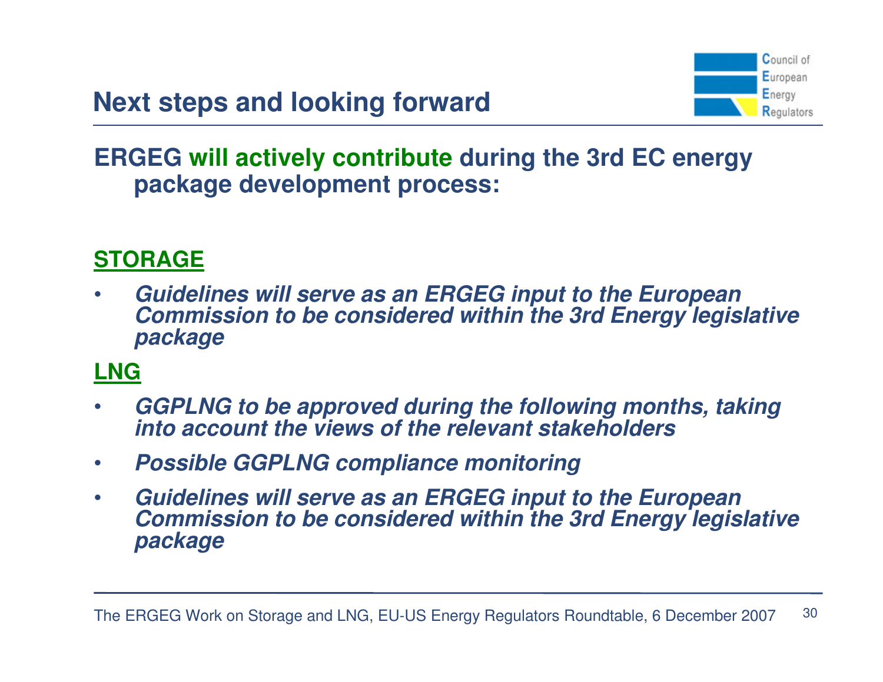# Next steps and looking forward

**ERGEG will actively contribute during the 3rd EC energy package development process:**

**STORAGE**

- ***Guidelines will serve as an ERGEG input to the European Commission to be considered within the 3rd Energy legislative package***

**LNG**

- ***GGPLNG to be approved during the following months, taking into account the views of the relevant stakeholders***
- ***Possible GGPLNG compliance monitoring***
- ***Guidelines will serve as an ERGEG input to the European Commission to be considered within the 3rd Energy legislative package***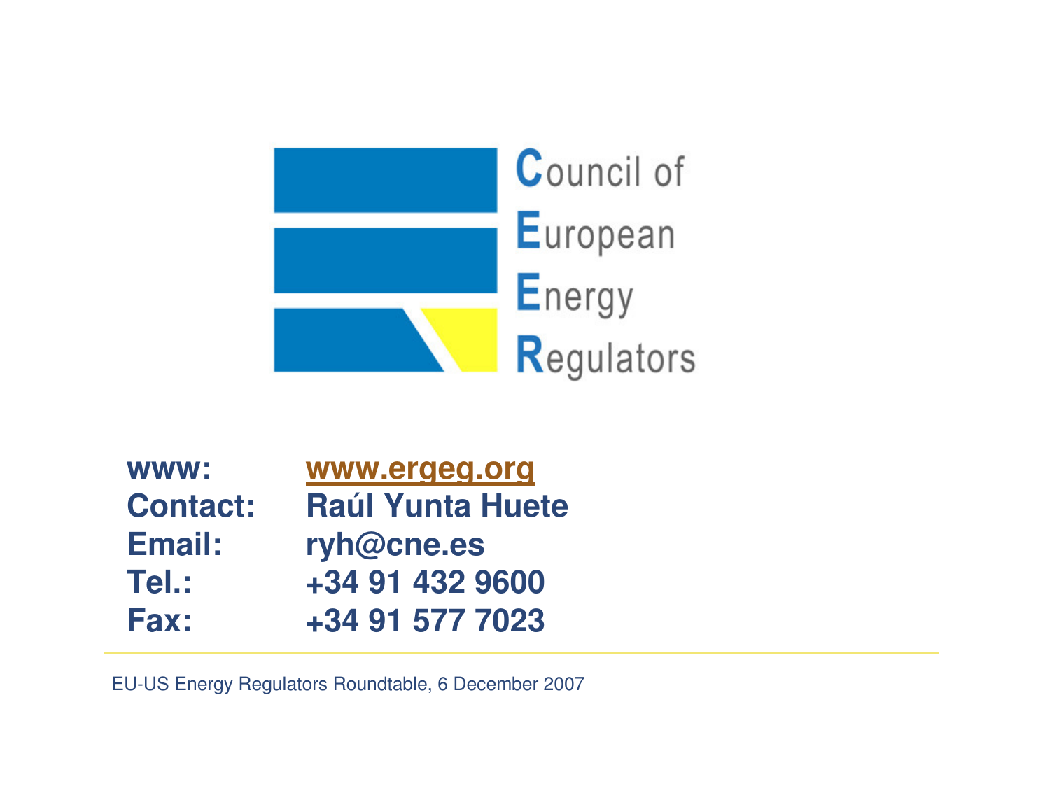Council of
European
Energy
Regulators

| | |
|---|---|
| **www:** | **www.ergeg.org** |
| **Contact:** | **Raúl Yunta Huete** |
| **Email:** | **ryh@cne.es** |
| **Tel.:** | **+34 91 432 9600** |
| **Fax:** | **+34 91 577 7023** |